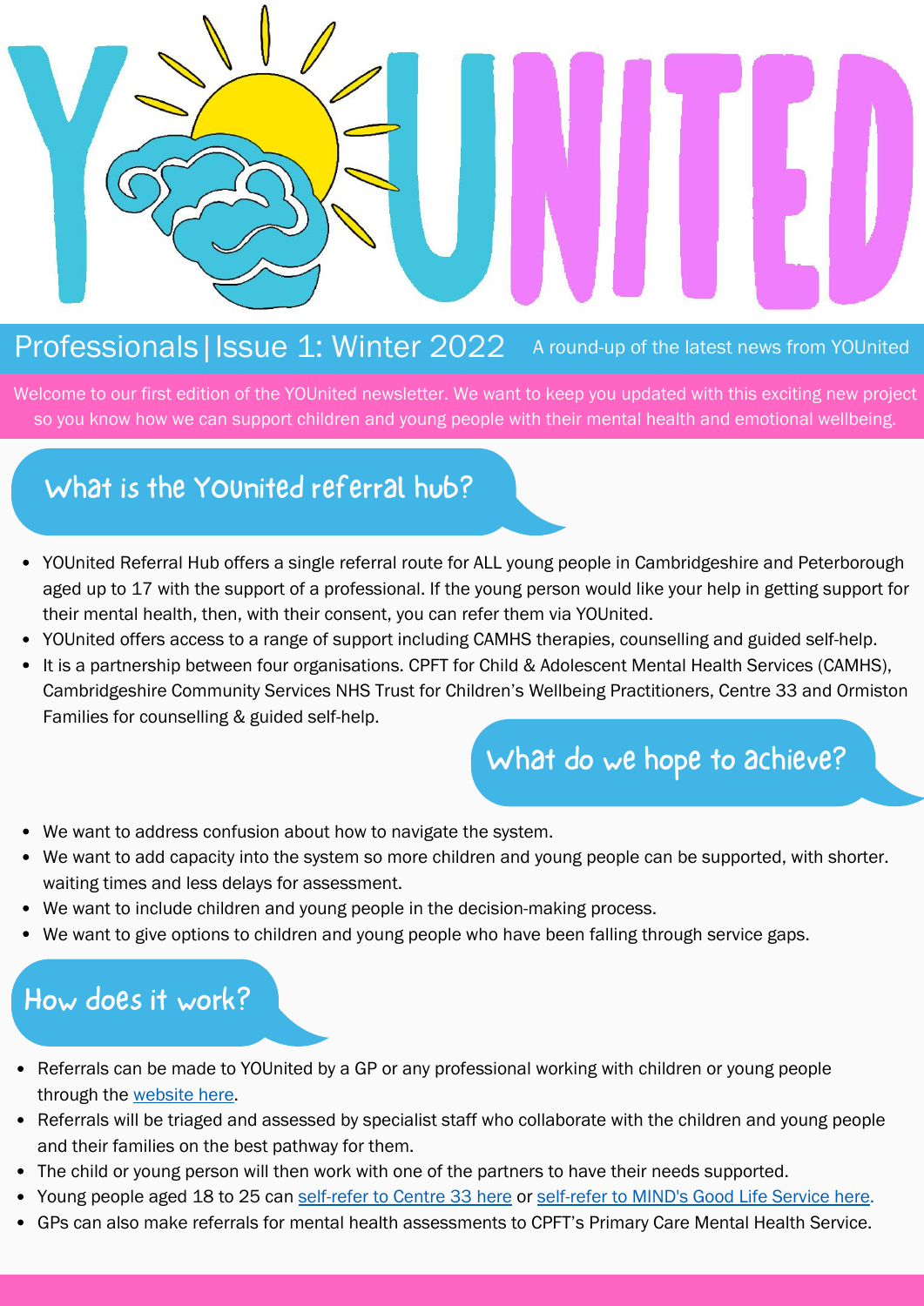# YOUNITED

**Professionals | Issue 1: Winter 2022** — A round-up of the latest news from YOUnited

Welcome to our first edition of the YOUnited newsletter. We want to keep you updated with this exciting new project so you know how we can support children and young people with their mental health and emotional wellbeing.

## What is the YOUnited referral hub?

- YOUnited Referral Hub offers a single referral route for ALL young people in Cambridgeshire and Peterborough aged up to 17 with the support of a professional. If the young person would like your help in getting support for their mental health, then, with their consent, you can refer them via YOUnited.
- YOUnited offers access to a range of support including CAMHS therapies, counselling and guided self-help.
- It is a partnership between four organisations. CPFT for Child & Adolescent Mental Health Services (CAMHS), Cambridgeshire Community Services NHS Trust for Children's Wellbeing Practitioners, Centre 33 and Ormiston Families for counselling & guided self-help.

## What do we hope to achieve?

- We want to address confusion about how to navigate the system.
- We want to add capacity into the system so more children and young people can be supported, with shorter. waiting times and less delays for assessment.
- We want to include children and young people in the decision-making process.
- We want to give options to children and young people who have been falling through service gaps.

## How does it work?

- Referrals can be made to YOUnited by a GP or any professional working with children or young people through the website here.
- Referrals will be triaged and assessed by specialist staff who collaborate with the children and young people and their families on the best pathway for them.
- The child or young person will then work with one of the partners to have their needs supported.
- Young people aged 18 to 25 can self-refer to Centre 33 here or self-refer to MIND's Good Life Service here.
- GPs can also make referrals for mental health assessments to CPFT's Primary Care Mental Health Service.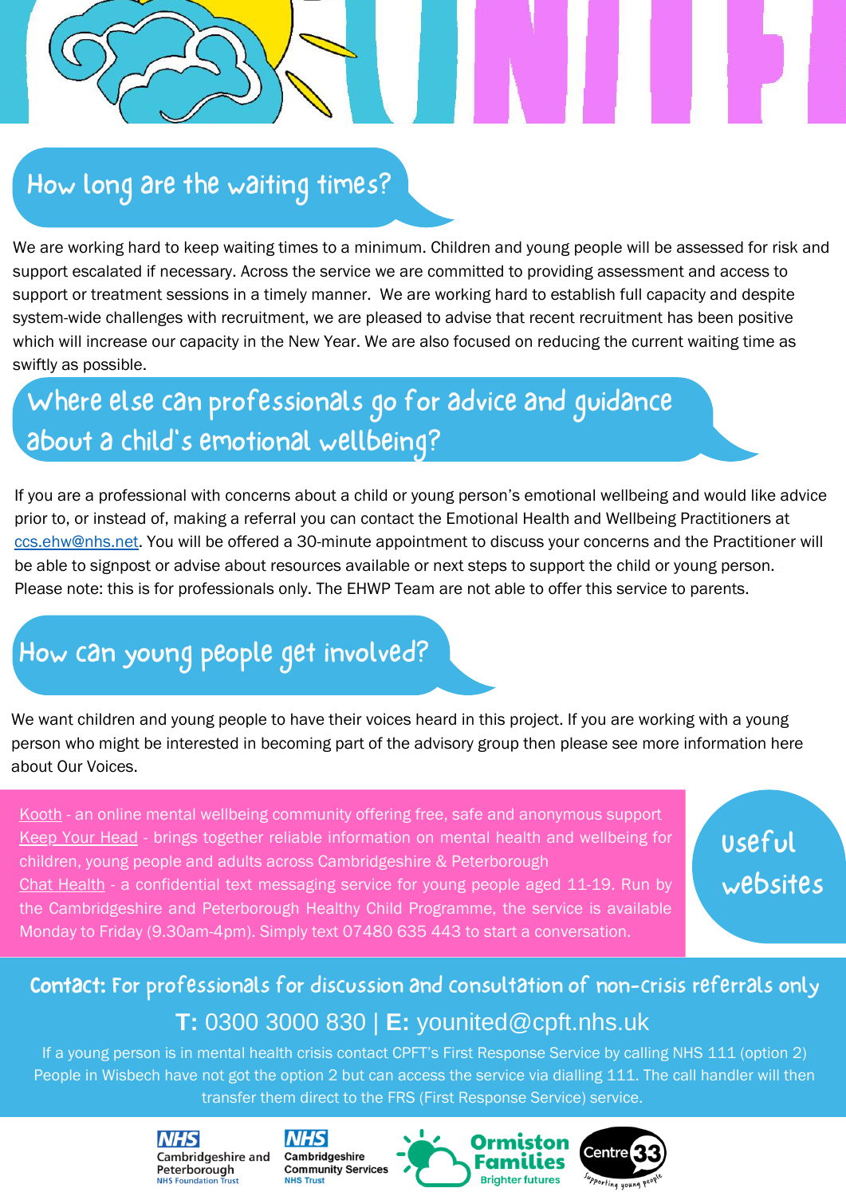## How long are the waiting times?

We are working hard to keep waiting times to a minimum. Children and young people will be assessed for risk and support escalated if necessary. Across the service we are committed to providing assessment and access to support or treatment sessions in a timely manner. We are working hard to establish full capacity and despite system-wide challenges with recruitment, we are pleased to advise that recent recruitment has been positive which will increase our capacity in the New Year. We are also focused on reducing the current waiting time as swiftly as possible.

## Where else can professionals go for advice and guidance about a child's emotional wellbeing?

If you are a professional with concerns about a child or young person's emotional wellbeing and would like advice prior to, or instead of, making a referral you can contact the Emotional Health and Wellbeing Practitioners at ccs.ehw@nhs.net. You will be offered a 30-minute appointment to discuss your concerns and the Practitioner will be able to signpost or advise about resources available or next steps to support the child or young person. Please note: this is for professionals only. The EHWP Team are not able to offer this service to parents.

## How can young people get involved?

We want children and young people to have their voices heard in this project. If you are working with a young person who might be interested in becoming part of the advisory group then please see more information here about Our Voices.

## Useful websites

Kooth - an online mental wellbeing community offering free, safe and anonymous support
Keep Your Head - brings together reliable information on mental health and wellbeing for children, young people and adults across Cambridgeshire & Peterborough
Chat Health - a confidential text messaging service for young people aged 11-19. Run by the Cambridgeshire and Peterborough Healthy Child Programme, the service is available Monday to Friday (9.30am-4pm). Simply text 07480 635 443 to start a conversation.

**Contact:** For professionals for discussion and consultation of non-crisis referrals only

**T:** 0300 3000 830 | **E:** younited@cpft.nhs.uk

If a young person is in mental health crisis contact CPFT's First Response Service by calling NHS 111 (option 2) People in Wisbech have not got the option 2 but can access the service via dialling 111. The call handler will then transfer them direct to the FRS (First Response Service) service.

NHS Cambridgeshire and Peterborough NHS Foundation Trust | NHS Cambridgeshire Community Services NHS Trust | Ormiston Families Brighter futures | Centre 33 Supporting young people